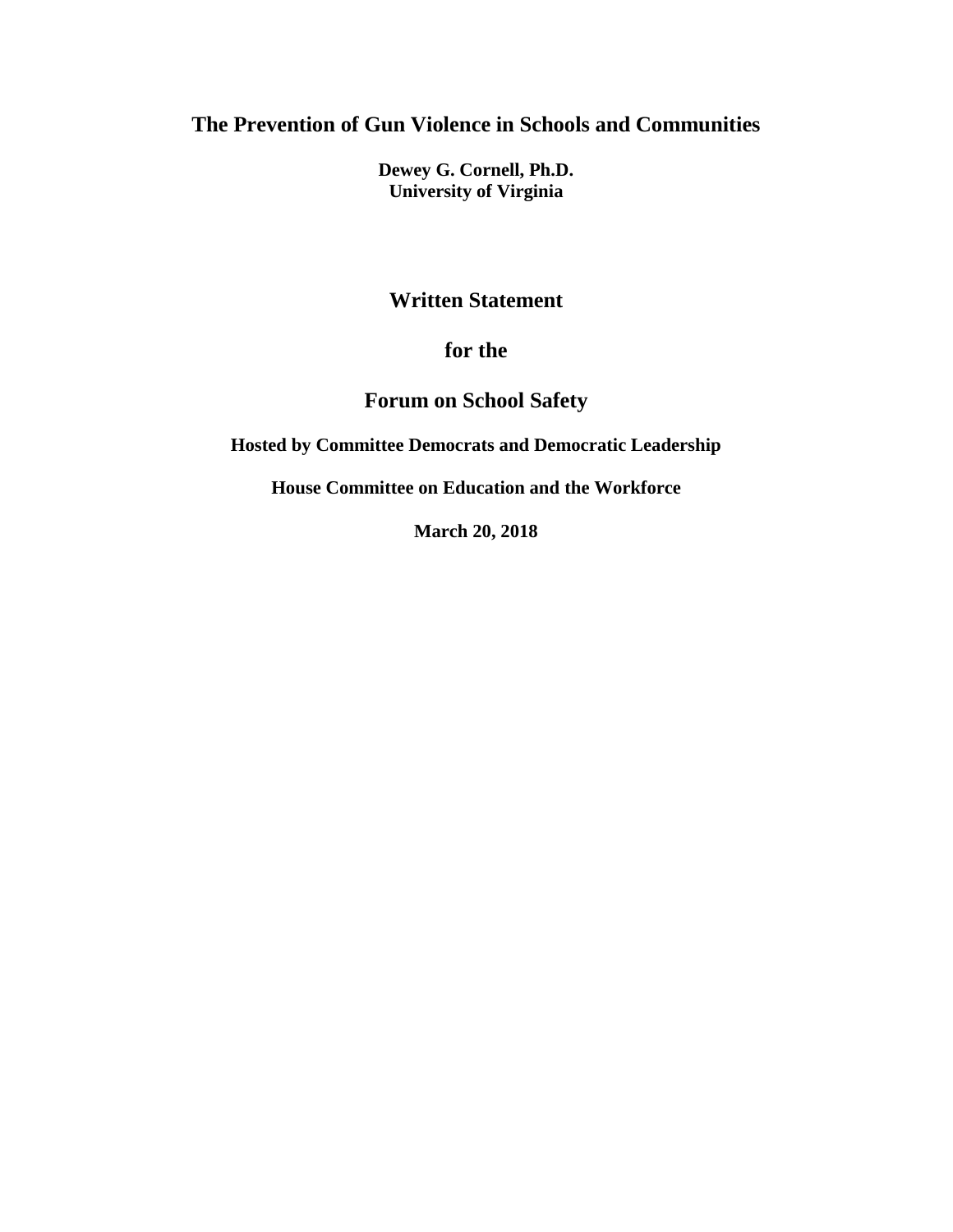# The Prevention of Gun Violence in Schools and Communities

**Dewey G. Cornell, Ph.D.**
**University of Virginia**

## Written Statement

## for the

## Forum on School Safety

**Hosted by Committee Democrats and Democratic Leadership**

**House Committee on Education and the Workforce**

**March 20, 2018**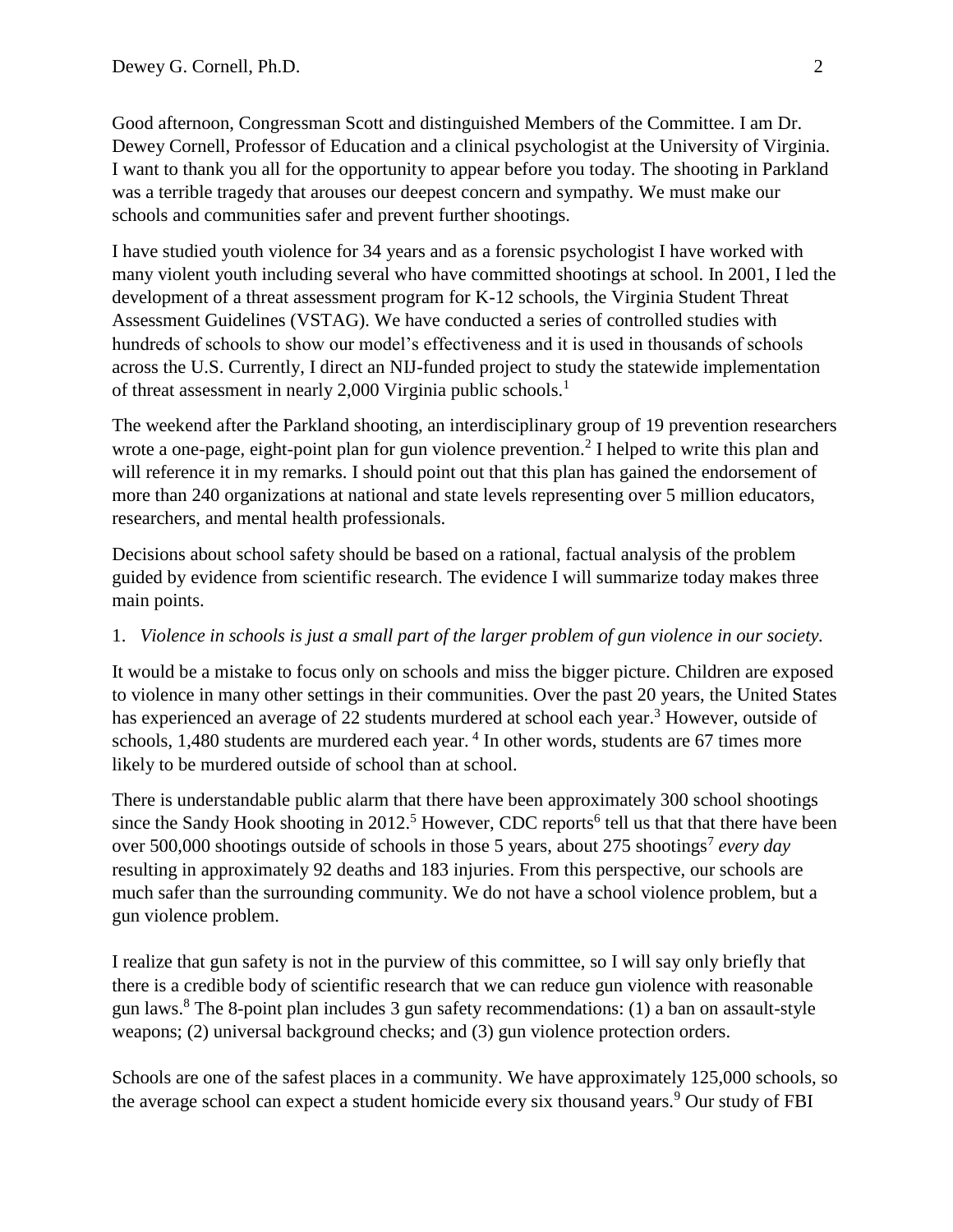Good afternoon, Congressman Scott and distinguished Members of the Committee. I am Dr. Dewey Cornell, Professor of Education and a clinical psychologist at the University of Virginia. I want to thank you all for the opportunity to appear before you today. The shooting in Parkland was a terrible tragedy that arouses our deepest concern and sympathy. We must make our schools and communities safer and prevent further shootings.

I have studied youth violence for 34 years and as a forensic psychologist I have worked with many violent youth including several who have committed shootings at school. In 2001, I led the development of a threat assessment program for K-12 schools, the Virginia Student Threat Assessment Guidelines (VSTAG). We have conducted a series of controlled studies with hundreds of schools to show our model's effectiveness and it is used in thousands of schools across the U.S. Currently, I direct an NIJ-funded project to study the statewide implementation of threat assessment in nearly 2,000 Virginia public schools.[1]

The weekend after the Parkland shooting, an interdisciplinary group of 19 prevention researchers wrote a one-page, eight-point plan for gun violence prevention.[2] I helped to write this plan and will reference it in my remarks. I should point out that this plan has gained the endorsement of more than 240 organizations at national and state levels representing over 5 million educators, researchers, and mental health professionals.

Decisions about school safety should be based on a rational, factual analysis of the problem guided by evidence from scientific research. The evidence I will summarize today makes three main points.

1. *Violence in schools is just a small part of the larger problem of gun violence in our society.*

It would be a mistake to focus only on schools and miss the bigger picture. Children are exposed to violence in many other settings in their communities. Over the past 20 years, the United States has experienced an average of 22 students murdered at school each year.[3] However, outside of schools, 1,480 students are murdered each year.[4] In other words, students are 67 times more likely to be murdered outside of school than at school.

There is understandable public alarm that there have been approximately 300 school shootings since the Sandy Hook shooting in 2012.[5] However, CDC reports[6] tell us that that there have been over 500,000 shootings outside of schools in those 5 years, about 275 shootings[7] *every day* resulting in approximately 92 deaths and 183 injuries. From this perspective, our schools are much safer than the surrounding community. We do not have a school violence problem, but a gun violence problem.

I realize that gun safety is not in the purview of this committee, so I will say only briefly that there is a credible body of scientific research that we can reduce gun violence with reasonable gun laws.[8] The 8-point plan includes 3 gun safety recommendations: (1) a ban on assault-style weapons; (2) universal background checks; and (3) gun violence protection orders.

Schools are one of the safest places in a community. We have approximately 125,000 schools, so the average school can expect a student homicide every six thousand years.[9] Our study of FBI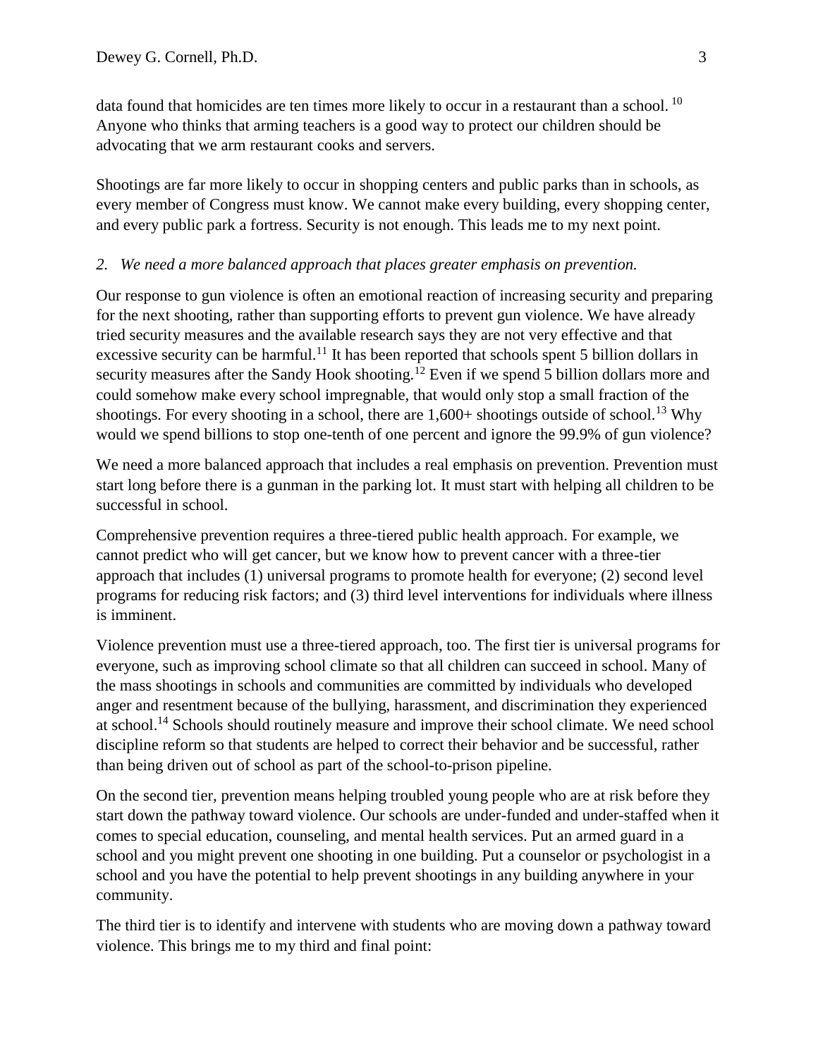data found that homicides are ten times more likely to occur in a restaurant than a school. [10] Anyone who thinks that arming teachers is a good way to protect our children should be advocating that we arm restaurant cooks and servers.

Shootings are far more likely to occur in shopping centers and public parks than in schools, as every member of Congress must know. We cannot make every building, every shopping center, and every public park a fortress. Security is not enough. This leads me to my next point.

*2. We need a more balanced approach that places greater emphasis on prevention.*

Our response to gun violence is often an emotional reaction of increasing security and preparing for the next shooting, rather than supporting efforts to prevent gun violence. We have already tried security measures and the available research says they are not very effective and that excessive security can be harmful.[11] It has been reported that schools spent 5 billion dollars in security measures after the Sandy Hook shooting.[12] Even if we spend 5 billion dollars more and could somehow make every school impregnable, that would only stop a small fraction of the shootings. For every shooting in a school, there are 1,600+ shootings outside of school.[13] Why would we spend billions to stop one-tenth of one percent and ignore the 99.9% of gun violence?

We need a more balanced approach that includes a real emphasis on prevention. Prevention must start long before there is a gunman in the parking lot. It must start with helping all children to be successful in school.

Comprehensive prevention requires a three-tiered public health approach. For example, we cannot predict who will get cancer, but we know how to prevent cancer with a three-tier approach that includes (1) universal programs to promote health for everyone; (2) second level programs for reducing risk factors; and (3) third level interventions for individuals where illness is imminent.

Violence prevention must use a three-tiered approach, too. The first tier is universal programs for everyone, such as improving school climate so that all children can succeed in school. Many of the mass shootings in schools and communities are committed by individuals who developed anger and resentment because of the bullying, harassment, and discrimination they experienced at school.[14] Schools should routinely measure and improve their school climate. We need school discipline reform so that students are helped to correct their behavior and be successful, rather than being driven out of school as part of the school-to-prison pipeline.

On the second tier, prevention means helping troubled young people who are at risk before they start down the pathway toward violence. Our schools are under-funded and under-staffed when it comes to special education, counseling, and mental health services. Put an armed guard in a school and you might prevent one shooting in one building. Put a counselor or psychologist in a school and you have the potential to help prevent shootings in any building anywhere in your community.

The third tier is to identify and intervene with students who are moving down a pathway toward violence. This brings me to my third and final point: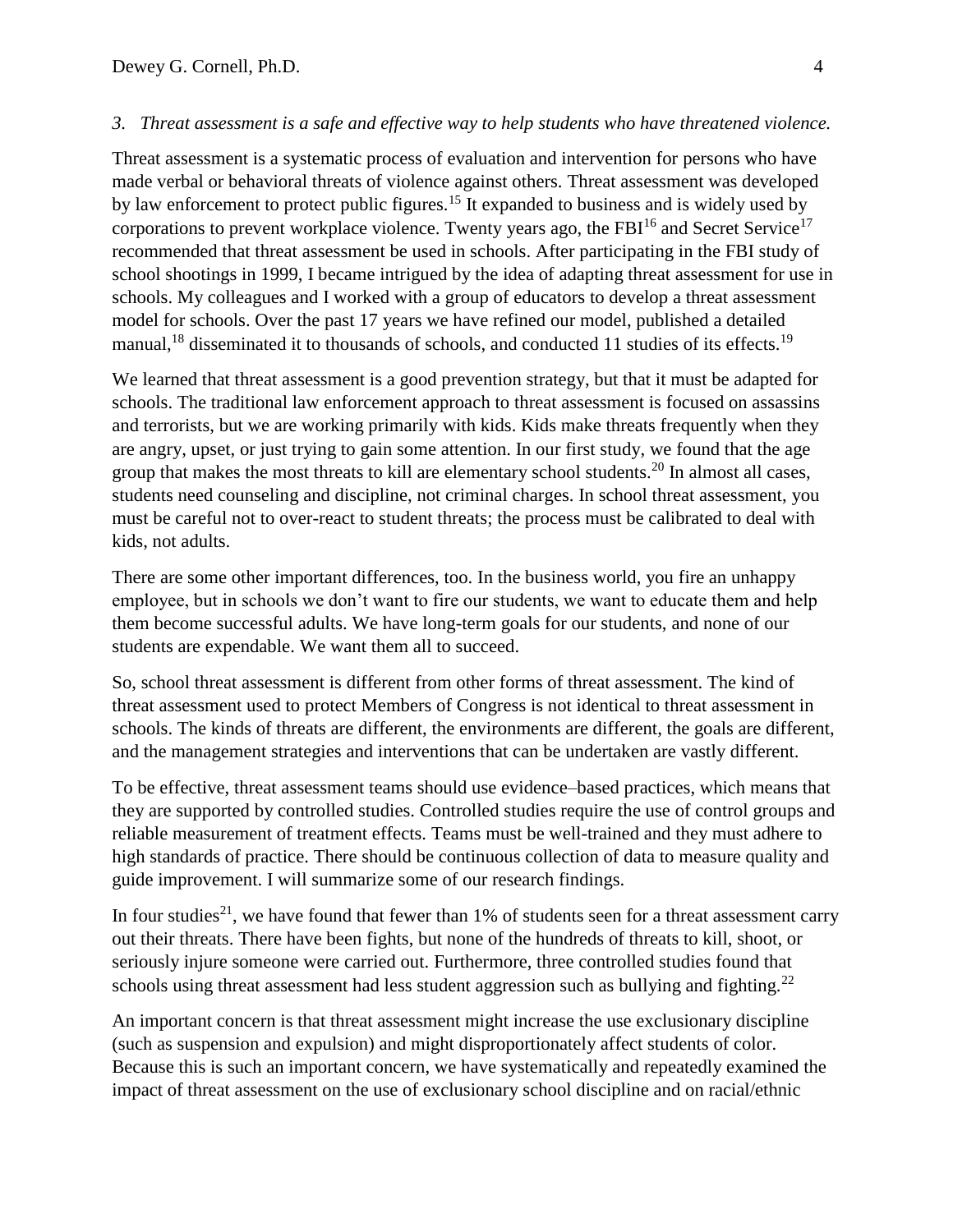*3. Threat assessment is a safe and effective way to help students who have threatened violence.*

Threat assessment is a systematic process of evaluation and intervention for persons who have made verbal or behavioral threats of violence against others. Threat assessment was developed by law enforcement to protect public figures.[15] It expanded to business and is widely used by corporations to prevent workplace violence. Twenty years ago, the FBI[16] and Secret Service[17] recommended that threat assessment be used in schools. After participating in the FBI study of school shootings in 1999, I became intrigued by the idea of adapting threat assessment for use in schools. My colleagues and I worked with a group of educators to develop a threat assessment model for schools. Over the past 17 years we have refined our model, published a detailed manual,[18] disseminated it to thousands of schools, and conducted 11 studies of its effects.[19]

We learned that threat assessment is a good prevention strategy, but that it must be adapted for schools. The traditional law enforcement approach to threat assessment is focused on assassins and terrorists, but we are working primarily with kids. Kids make threats frequently when they are angry, upset, or just trying to gain some attention. In our first study, we found that the age group that makes the most threats to kill are elementary school students.[20] In almost all cases, students need counseling and discipline, not criminal charges. In school threat assessment, you must be careful not to over-react to student threats; the process must be calibrated to deal with kids, not adults.

There are some other important differences, too. In the business world, you fire an unhappy employee, but in schools we don't want to fire our students, we want to educate them and help them become successful adults. We have long-term goals for our students, and none of our students are expendable. We want them all to succeed.

So, school threat assessment is different from other forms of threat assessment. The kind of threat assessment used to protect Members of Congress is not identical to threat assessment in schools. The kinds of threats are different, the environments are different, the goals are different, and the management strategies and interventions that can be undertaken are vastly different.

To be effective, threat assessment teams should use evidence–based practices, which means that they are supported by controlled studies. Controlled studies require the use of control groups and reliable measurement of treatment effects. Teams must be well-trained and they must adhere to high standards of practice. There should be continuous collection of data to measure quality and guide improvement. I will summarize some of our research findings.

In four studies[21], we have found that fewer than 1% of students seen for a threat assessment carry out their threats. There have been fights, but none of the hundreds of threats to kill, shoot, or seriously injure someone were carried out. Furthermore, three controlled studies found that schools using threat assessment had less student aggression such as bullying and fighting.[22]

An important concern is that threat assessment might increase the use exclusionary discipline (such as suspension and expulsion) and might disproportionately affect students of color. Because this is such an important concern, we have systematically and repeatedly examined the impact of threat assessment on the use of exclusionary school discipline and on racial/ethnic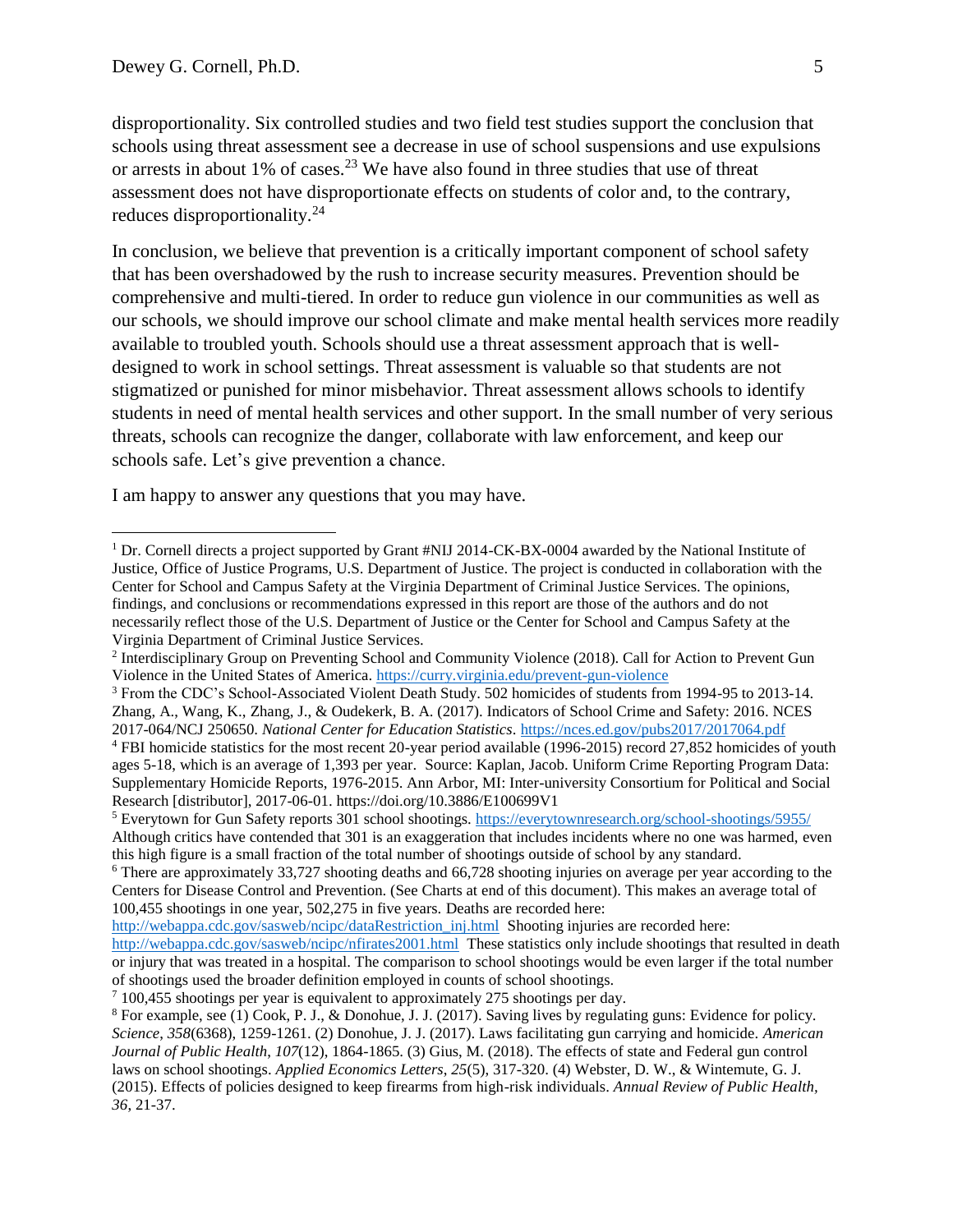disproportionality. Six controlled studies and two field test studies support the conclusion that schools using threat assessment see a decrease in use of school suspensions and use expulsions or arrests in about 1% of cases.[23] We have also found in three studies that use of threat assessment does not have disproportionate effects on students of color and, to the contrary, reduces disproportionality.[24]

In conclusion, we believe that prevention is a critically important component of school safety that has been overshadowed by the rush to increase security measures. Prevention should be comprehensive and multi-tiered. In order to reduce gun violence in our communities as well as our schools, we should improve our school climate and make mental health services more readily available to troubled youth. Schools should use a threat assessment approach that is well-designed to work in school settings. Threat assessment is valuable so that students are not stigmatized or punished for minor misbehavior. Threat assessment allows schools to identify students in need of mental health services and other support. In the small number of very serious threats, schools can recognize the danger, collaborate with law enforcement, and keep our schools safe. Let's give prevention a chance.

I am happy to answer any questions that you may have.

---

[1] Dr. Cornell directs a project supported by Grant #NIJ 2014-CK-BX-0004 awarded by the National Institute of Justice, Office of Justice Programs, U.S. Department of Justice. The project is conducted in collaboration with the Center for School and Campus Safety at the Virginia Department of Criminal Justice Services. The opinions, findings, and conclusions or recommendations expressed in this report are those of the authors and do not necessarily reflect those of the U.S. Department of Justice or the Center for School and Campus Safety at the Virginia Department of Criminal Justice Services.

[2] Interdisciplinary Group on Preventing School and Community Violence (2018). Call for Action to Prevent Gun Violence in the United States of America. https://curry.virginia.edu/prevent-gun-violence

[3] From the CDC's School-Associated Violent Death Study. 502 homicides of students from 1994-95 to 2013-14. Zhang, A., Wang, K., Zhang, J., & Oudekerk, B. A. (2017). Indicators of School Crime and Safety: 2016. NCES 2017-064/NCJ 250650. *National Center for Education Statistics*. https://nces.ed.gov/pubs2017/2017064.pdf

[4] FBI homicide statistics for the most recent 20-year period available (1996-2015) record 27,852 homicides of youth ages 5-18, which is an average of 1,393 per year. Source: Kaplan, Jacob. Uniform Crime Reporting Program Data: Supplementary Homicide Reports, 1976-2015. Ann Arbor, MI: Inter-university Consortium for Political and Social Research [distributor], 2017-06-01. https://doi.org/10.3886/E100699V1

[5] Everytown for Gun Safety reports 301 school shootings. https://everytownresearch.org/school-shootings/5955/ Although critics have contended that 301 is an exaggeration that includes incidents where no one was harmed, even this high figure is a small fraction of the total number of shootings outside of school by any standard.

[6] There are approximately 33,727 shooting deaths and 66,728 shooting injuries on average per year according to the Centers for Disease Control and Prevention. (See Charts at end of this document). This makes an average total of 100,455 shootings in one year, 502,275 in five years. Deaths are recorded here: http://webappa.cdc.gov/sasweb/ncipc/dataRestriction_inj.html Shooting injuries are recorded here: http://webappa.cdc.gov/sasweb/ncipc/nfirates2001.html These statistics only include shootings that resulted in death or injury that was treated in a hospital. The comparison to school shootings would be even larger if the total number of shootings used the broader definition employed in counts of school shootings.

[7] 100,455 shootings per year is equivalent to approximately 275 shootings per day.

[8] For example, see (1) Cook, P. J., & Donohue, J. J. (2017). Saving lives by regulating guns: Evidence for policy. *Science*, *358*(6368), 1259-1261. (2) Donohue, J. J. (2017). Laws facilitating gun carrying and homicide. *American Journal of Public Health*, *107*(12), 1864-1865. (3) Gius, M. (2018). The effects of state and Federal gun control laws on school shootings. *Applied Economics Letters*, *25*(5), 317-320. (4) Webster, D. W., & Wintemute, G. J. (2015). Effects of policies designed to keep firearms from high-risk individuals. *Annual Review of Public Health*, *36*, 21-37.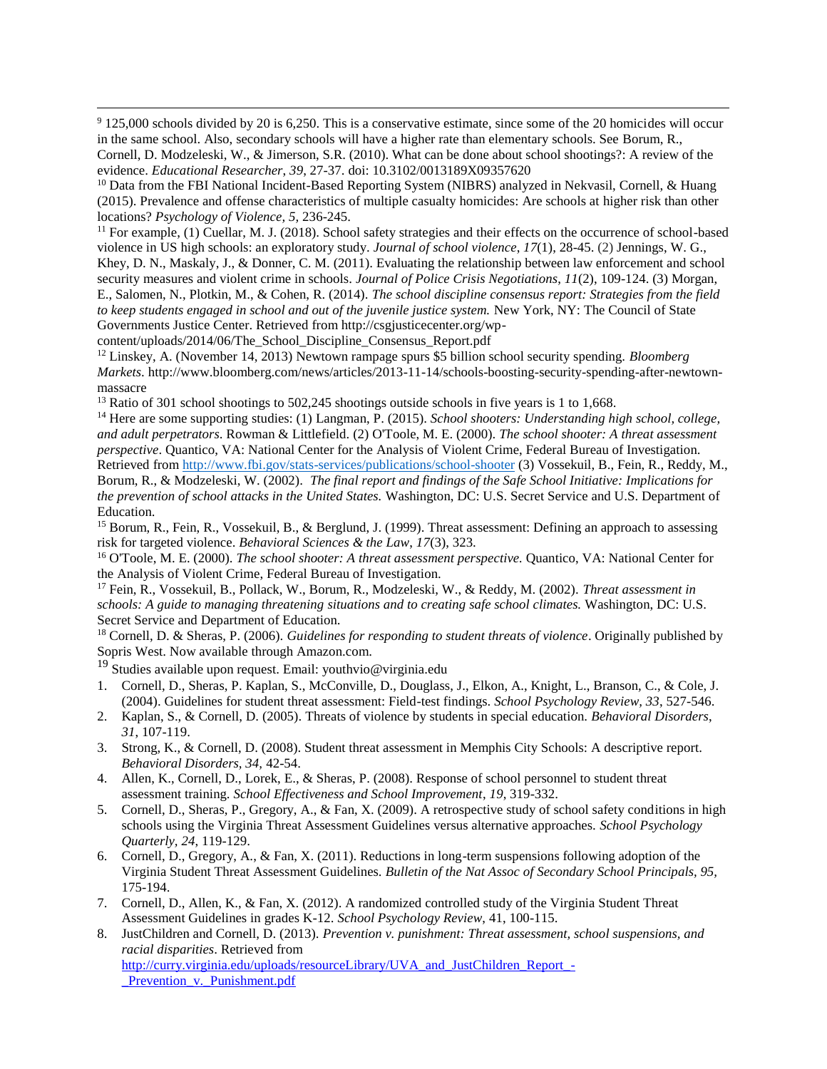[9] 125,000 schools divided by 20 is 6,250. This is a conservative estimate, since some of the 20 homicides will occur in the same school. Also, secondary schools will have a higher rate than elementary schools. See Borum, R., Cornell, D. Modzeleski, W., & Jimerson, S.R. (2010). What can be done about school shootings?: A review of the evidence. *Educational Researcher*, *39*, 27-37. doi: 10.3102/0013189X09357620

[10] Data from the FBI National Incident-Based Reporting System (NIBRS) analyzed in Nekvasil, Cornell, & Huang (2015). Prevalence and offense characteristics of multiple casualty homicides: Are schools at higher risk than other locations? *Psychology of Violence, 5,* 236-245.

[11] For example, (1) Cuellar, M. J. (2018). School safety strategies and their effects on the occurrence of school-based violence in US high schools: an exploratory study. *Journal of school violence*, *17*(1), 28-45. (2) Jennings, W. G., Khey, D. N., Maskaly, J., & Donner, C. M. (2011). Evaluating the relationship between law enforcement and school security measures and violent crime in schools. *Journal of Police Crisis Negotiations*, *11*(2), 109-124. (3) Morgan, E., Salomen, N., Plotkin, M., & Cohen, R. (2014). *The school discipline consensus report: Strategies from the field to keep students engaged in school and out of the juvenile justice system.* New York, NY: The Council of State Governments Justice Center. Retrieved from http://csgjusticecenter.org/wp-content/uploads/2014/06/The_School_Discipline_Consensus_Report.pdf

[12] Linskey, A. (November 14, 2013) Newtown rampage spurs $5 billion school security spending. *Bloomberg Markets.* http://www.bloomberg.com/news/articles/2013-11-14/schools-boosting-security-spending-after-newtown-massacre

[13] Ratio of 301 school shootings to 502,245 shootings outside schools in five years is 1 to 1,668.

[14] Here are some supporting studies: (1) Langman, P. (2015). *School shooters: Understanding high school, college, and adult perpetrators*. Rowman & Littlefield. (2) O'Toole, M. E. (2000). *The school shooter: A threat assessment perspective*. Quantico, VA: National Center for the Analysis of Violent Crime, Federal Bureau of Investigation. Retrieved from http://www.fbi.gov/stats-services/publications/school-shooter (3) Vossekuil, B., Fein, R., Reddy, M., Borum, R., & Modzeleski, W. (2002). *The final report and findings of the Safe School Initiative: Implications for the prevention of school attacks in the United States.* Washington, DC: U.S. Secret Service and U.S. Department of Education.

[15] Borum, R., Fein, R., Vossekuil, B., & Berglund, J. (1999). Threat assessment: Defining an approach to assessing risk for targeted violence. *Behavioral Sciences & the Law*, *17*(3), 323.

[16] O'Toole, M. E. (2000). *The school shooter: A threat assessment perspective.* Quantico, VA: National Center for the Analysis of Violent Crime, Federal Bureau of Investigation.

[17] Fein, R., Vossekuil, B., Pollack, W., Borum, R., Modzeleski, W., & Reddy, M. (2002). *Threat assessment in schools: A guide to managing threatening situations and to creating safe school climates.* Washington, DC: U.S. Secret Service and Department of Education.

[18] Cornell, D. & Sheras, P. (2006). *Guidelines for responding to student threats of violence*. Originally published by Sopris West. Now available through Amazon.com.

[19] Studies available upon request. Email: youthvio@virginia.edu

1. Cornell, D., Sheras, P. Kaplan, S., McConville, D., Douglass, J., Elkon, A., Knight, L., Branson, C., & Cole, J. (2004). Guidelines for student threat assessment: Field-test findings. *School Psychology Review, 33*, 527-546.
2. Kaplan, S., & Cornell, D. (2005). Threats of violence by students in special education. *Behavioral Disorders*, *31,* 107-119.
3. Strong, K., & Cornell, D. (2008). Student threat assessment in Memphis City Schools: A descriptive report. *Behavioral Disorders, 34,* 42-54.
4. Allen, K., Cornell, D., Lorek, E., & Sheras, P. (2008). Response of school personnel to student threat assessment training. *School Effectiveness and School Improvement, 19,* 319-332.
5. Cornell, D., Sheras, P., Gregory, A., & Fan, X. (2009). A retrospective study of school safety conditions in high schools using the Virginia Threat Assessment Guidelines versus alternative approaches. *School Psychology Quarterly, 24,* 119-129.
6. Cornell, D., Gregory, A., & Fan, X. (2011). Reductions in long-term suspensions following adoption of the Virginia Student Threat Assessment Guidelines. *Bulletin of the Nat Assoc of Secondary School Principals, 95,* 175-194.
7. Cornell, D., Allen, K., & Fan, X. (2012). A randomized controlled study of the Virginia Student Threat Assessment Guidelines in grades K-12. *School Psychology Review,* 41, 100-115.
8. JustChildren and Cornell, D. (2013). *Prevention v. punishment: Threat assessment, school suspensions, and racial disparities*. Retrieved from http://curry.virginia.edu/uploads/resourceLibrary/UVA_and_JustChildren_Report_-_Prevention_v._Punishment.pdf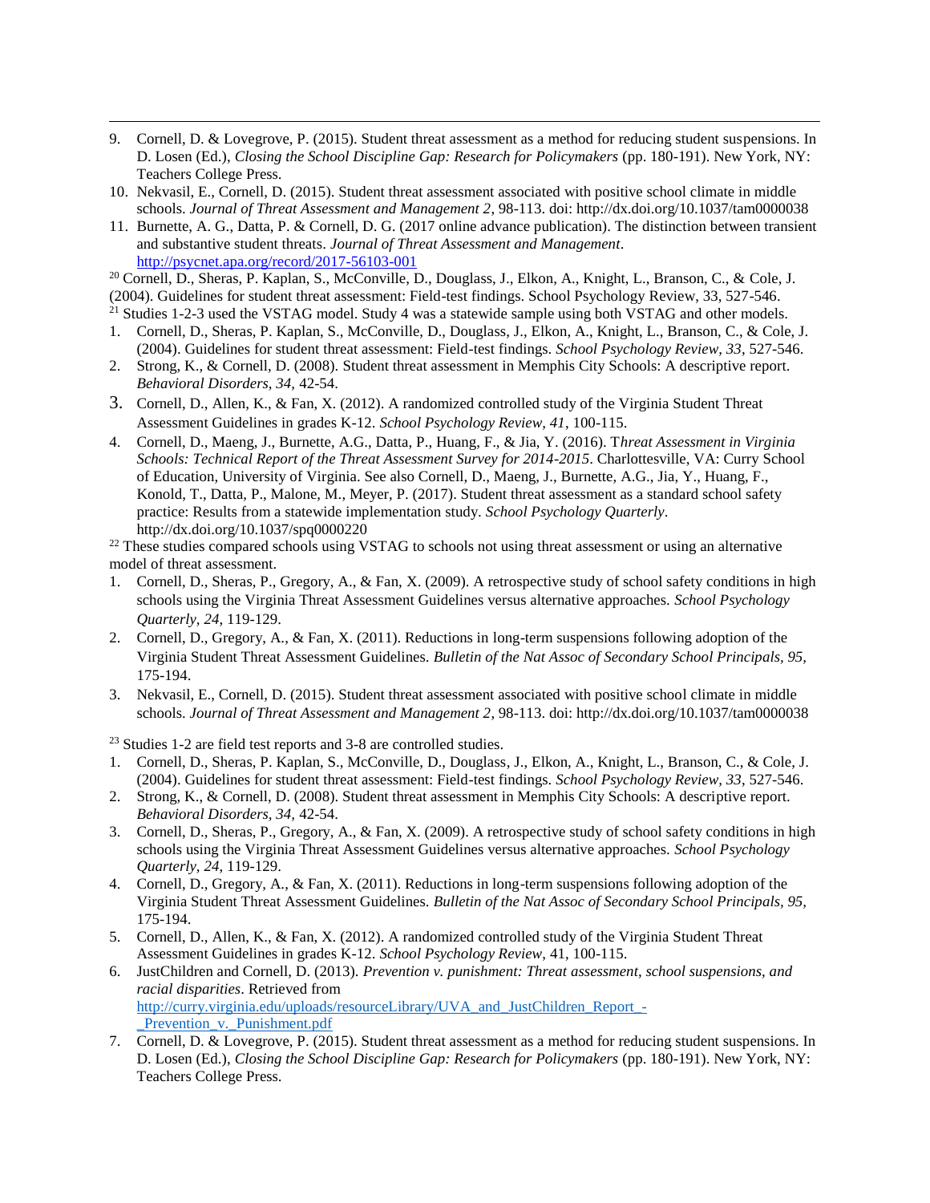9. Cornell, D. & Lovegrove, P. (2015). Student threat assessment as a method for reducing student suspensions. In D. Losen (Ed.), *Closing the School Discipline Gap: Research for Policymakers* (pp. 180-191). New York, NY: Teachers College Press.
10. Nekvasil, E., Cornell, D. (2015). Student threat assessment associated with positive school climate in middle schools. *Journal of Threat Assessment and Management 2*, 98-113. doi: http://dx.doi.org/10.1037/tam0000038
11. Burnette, A. G., Datta, P. & Cornell, D. G. (2017 online advance publication). The distinction between transient and substantive student threats. *Journal of Threat Assessment and Management*. http://psycnet.apa.org/record/2017-56103-001

[20] Cornell, D., Sheras, P. Kaplan, S., McConville, D., Douglass, J., Elkon, A., Knight, L., Branson, C., & Cole, J. (2004). Guidelines for student threat assessment: Field-test findings. School Psychology Review, 33, 527-546.

[21] Studies 1-2-3 used the VSTAG model. Study 4 was a statewide sample using both VSTAG and other models.

1. Cornell, D., Sheras, P. Kaplan, S., McConville, D., Douglass, J., Elkon, A., Knight, L., Branson, C., & Cole, J. (2004). Guidelines for student threat assessment: Field-test findings. *School Psychology Review, 33*, 527-546.
2. Strong, K., & Cornell, D. (2008). Student threat assessment in Memphis City Schools: A descriptive report. *Behavioral Disorders, 34,* 42-54.
3. Cornell, D., Allen, K., & Fan, X. (2012). A randomized controlled study of the Virginia Student Threat Assessment Guidelines in grades K-12. *School Psychology Review, 41*, 100-115.
4. Cornell, D., Maeng, J., Burnette, A.G., Datta, P., Huang, F., & Jia, Y. (2016). T*hreat Assessment in Virginia Schools: Technical Report of the Threat Assessment Survey for 2014-2015*. Charlottesville, VA: Curry School of Education, University of Virginia. See also Cornell, D., Maeng, J., Burnette, A.G., Jia, Y., Huang, F., Konold, T., Datta, P., Malone, M., Meyer, P. (2017). Student threat assessment as a standard school safety practice: Results from a statewide implementation study. *School Psychology Quarterly*. http://dx.doi.org/10.1037/spq0000220

[22] These studies compared schools using VSTAG to schools not using threat assessment or using an alternative model of threat assessment.

1. Cornell, D., Sheras, P., Gregory, A., & Fan, X. (2009). A retrospective study of school safety conditions in high schools using the Virginia Threat Assessment Guidelines versus alternative approaches. *School Psychology Quarterly, 24*, 119-129.
2. Cornell, D., Gregory, A., & Fan, X. (2011). Reductions in long-term suspensions following adoption of the Virginia Student Threat Assessment Guidelines. *Bulletin of the Nat Assoc of Secondary School Principals, 95,* 175-194.
3. Nekvasil, E., Cornell, D. (2015). Student threat assessment associated with positive school climate in middle schools. *Journal of Threat Assessment and Management 2*, 98-113. doi: http://dx.doi.org/10.1037/tam0000038

[23] Studies 1-2 are field test reports and 3-8 are controlled studies.

1. Cornell, D., Sheras, P. Kaplan, S., McConville, D., Douglass, J., Elkon, A., Knight, L., Branson, C., & Cole, J. (2004). Guidelines for student threat assessment: Field-test findings. *School Psychology Review, 33*, 527-546.
2. Strong, K., & Cornell, D. (2008). Student threat assessment in Memphis City Schools: A descriptive report. *Behavioral Disorders, 34,* 42-54.
3. Cornell, D., Sheras, P., Gregory, A., & Fan, X. (2009). A retrospective study of school safety conditions in high schools using the Virginia Threat Assessment Guidelines versus alternative approaches. *School Psychology Quarterly, 24*, 119-129.
4. Cornell, D., Gregory, A., & Fan, X. (2011). Reductions in long-term suspensions following adoption of the Virginia Student Threat Assessment Guidelines. *Bulletin of the Nat Assoc of Secondary School Principals, 95,* 175-194.
5. Cornell, D., Allen, K., & Fan, X. (2012). A randomized controlled study of the Virginia Student Threat Assessment Guidelines in grades K-12. *School Psychology Review*, 41, 100-115.
6. JustChildren and Cornell, D. (2013). *Prevention v. punishment: Threat assessment, school suspensions, and racial disparities*. Retrieved from http://curry.virginia.edu/uploads/resourceLibrary/UVA_and_JustChildren_Report_-_Prevention_v._Punishment.pdf
7. Cornell, D. & Lovegrove, P. (2015). Student threat assessment as a method for reducing student suspensions. In D. Losen (Ed.), *Closing the School Discipline Gap: Research for Policymakers* (pp. 180-191). New York, NY: Teachers College Press.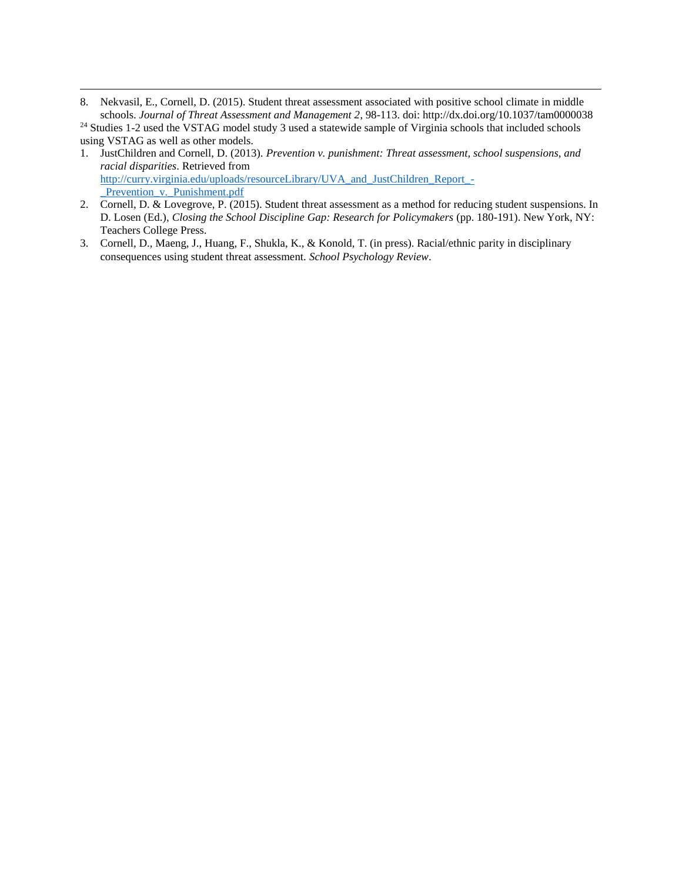---

8. Nekvasil, E., Cornell, D. (2015). Student threat assessment associated with positive school climate in middle schools. *Journal of Threat Assessment and Management 2*, 98-113. doi: http://dx.doi.org/10.1037/tam0000038

[24] Studies 1-2 used the VSTAG model study 3 used a statewide sample of Virginia schools that included schools using VSTAG as well as other models.

1. JustChildren and Cornell, D. (2013). *Prevention v. punishment: Threat assessment, school suspensions, and racial disparities*. Retrieved from http://curry.virginia.edu/uploads/resourceLibrary/UVA_and_JustChildren_Report_-_Prevention_v._Punishment.pdf
2. Cornell, D. & Lovegrove, P. (2015). Student threat assessment as a method for reducing student suspensions. In D. Losen (Ed.), *Closing the School Discipline Gap: Research for Policymakers* (pp. 180-191). New York, NY: Teachers College Press.
3. Cornell, D., Maeng, J., Huang, F., Shukla, K., & Konold, T. (in press). Racial/ethnic parity in disciplinary consequences using student threat assessment. *School Psychology Review*.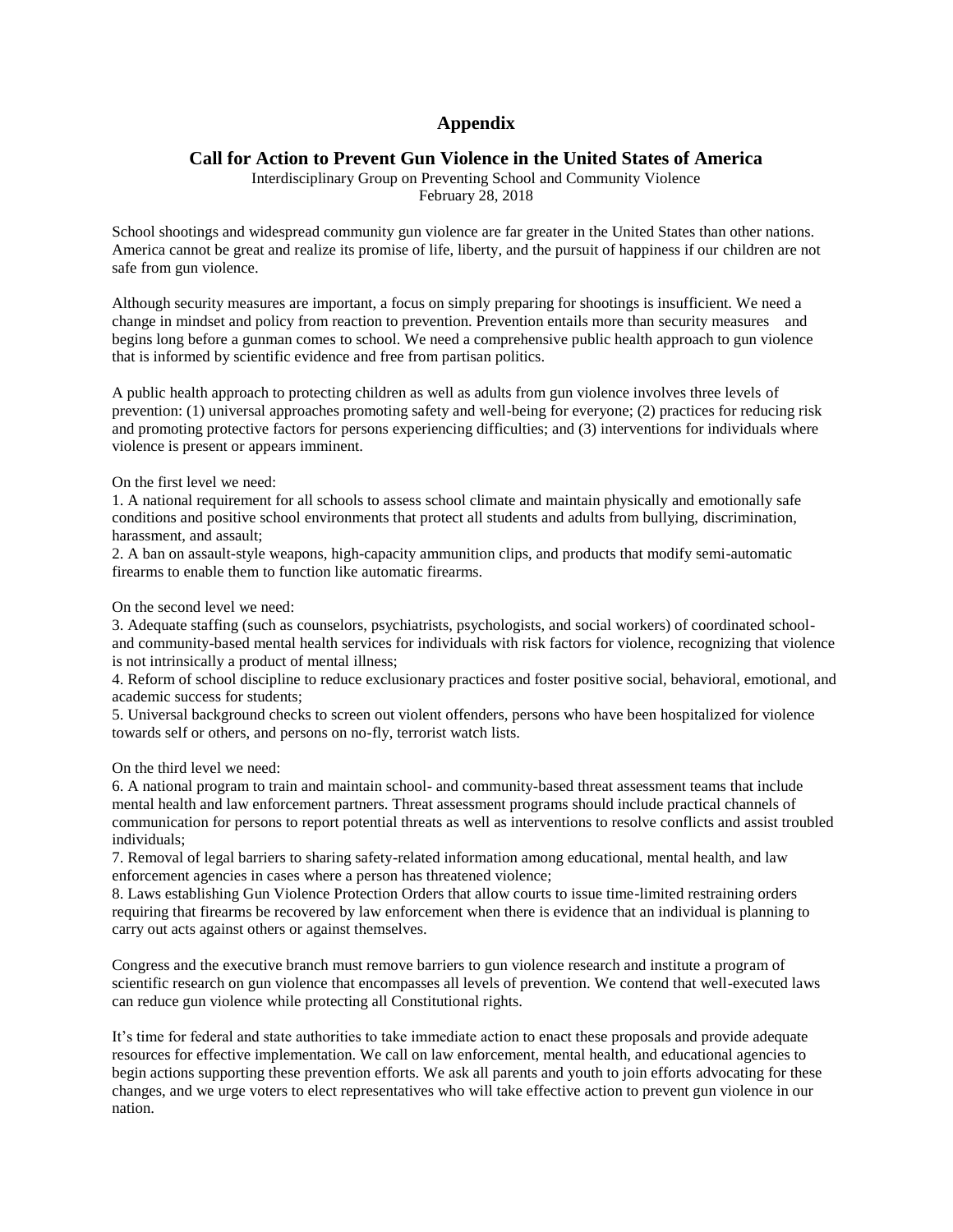# Appendix

## Call for Action to Prevent Gun Violence in the United States of America

Interdisciplinary Group on Preventing School and Community Violence
February 28, 2018

School shootings and widespread community gun violence are far greater in the United States than other nations. America cannot be great and realize its promise of life, liberty, and the pursuit of happiness if our children are not safe from gun violence.

Although security measures are important, a focus on simply preparing for shootings is insufficient. We need a change in mindset and policy from reaction to prevention. Prevention entails more than security measures and begins long before a gunman comes to school. We need a comprehensive public health approach to gun violence that is informed by scientific evidence and free from partisan politics.

A public health approach to protecting children as well as adults from gun violence involves three levels of prevention: (1) universal approaches promoting safety and well-being for everyone; (2) practices for reducing risk and promoting protective factors for persons experiencing difficulties; and (3) interventions for individuals where violence is present or appears imminent.

On the first level we need:

1. A national requirement for all schools to assess school climate and maintain physically and emotionally safe conditions and positive school environments that protect all students and adults from bullying, discrimination, harassment, and assault;
2. A ban on assault-style weapons, high-capacity ammunition clips, and products that modify semi-automatic firearms to enable them to function like automatic firearms.

On the second level we need:

3. Adequate staffing (such as counselors, psychiatrists, psychologists, and social workers) of coordinated school- and community-based mental health services for individuals with risk factors for violence, recognizing that violence is not intrinsically a product of mental illness;
4. Reform of school discipline to reduce exclusionary practices and foster positive social, behavioral, emotional, and academic success for students;
5. Universal background checks to screen out violent offenders, persons who have been hospitalized for violence towards self or others, and persons on no-fly, terrorist watch lists.

On the third level we need:

6. A national program to train and maintain school- and community-based threat assessment teams that include mental health and law enforcement partners. Threat assessment programs should include practical channels of communication for persons to report potential threats as well as interventions to resolve conflicts and assist troubled individuals;
7. Removal of legal barriers to sharing safety-related information among educational, mental health, and law enforcement agencies in cases where a person has threatened violence;
8. Laws establishing Gun Violence Protection Orders that allow courts to issue time-limited restraining orders requiring that firearms be recovered by law enforcement when there is evidence that an individual is planning to carry out acts against others or against themselves.

Congress and the executive branch must remove barriers to gun violence research and institute a program of scientific research on gun violence that encompasses all levels of prevention. We contend that well-executed laws can reduce gun violence while protecting all Constitutional rights.

It's time for federal and state authorities to take immediate action to enact these proposals and provide adequate resources for effective implementation. We call on law enforcement, mental health, and educational agencies to begin actions supporting these prevention efforts. We ask all parents and youth to join efforts advocating for these changes, and we urge voters to elect representatives who will take effective action to prevent gun violence in our nation.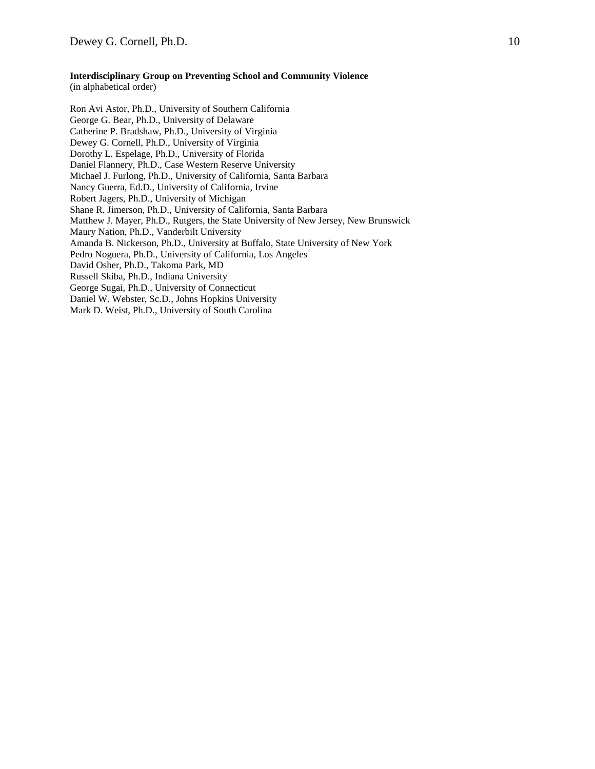**Interdisciplinary Group on Preventing School and Community Violence**
(in alphabetical order)

Ron Avi Astor, Ph.D., University of Southern California
George G. Bear, Ph.D., University of Delaware
Catherine P. Bradshaw, Ph.D., University of Virginia
Dewey G. Cornell, Ph.D., University of Virginia
Dorothy L. Espelage, Ph.D., University of Florida
Daniel Flannery, Ph.D., Case Western Reserve University
Michael J. Furlong, Ph.D., University of California, Santa Barbara
Nancy Guerra, Ed.D., University of California, Irvine
Robert Jagers, Ph.D., University of Michigan
Shane R. Jimerson, Ph.D., University of California, Santa Barbara
Matthew J. Mayer, Ph.D., Rutgers, the State University of New Jersey, New Brunswick
Maury Nation, Ph.D., Vanderbilt University
Amanda B. Nickerson, Ph.D., University at Buffalo, State University of New York
Pedro Noguera, Ph.D., University of California, Los Angeles
David Osher, Ph.D., Takoma Park, MD
Russell Skiba, Ph.D., Indiana University
George Sugai, Ph.D., University of Connecticut
Daniel W. Webster, Sc.D., Johns Hopkins University
Mark D. Weist, Ph.D., University of South Carolina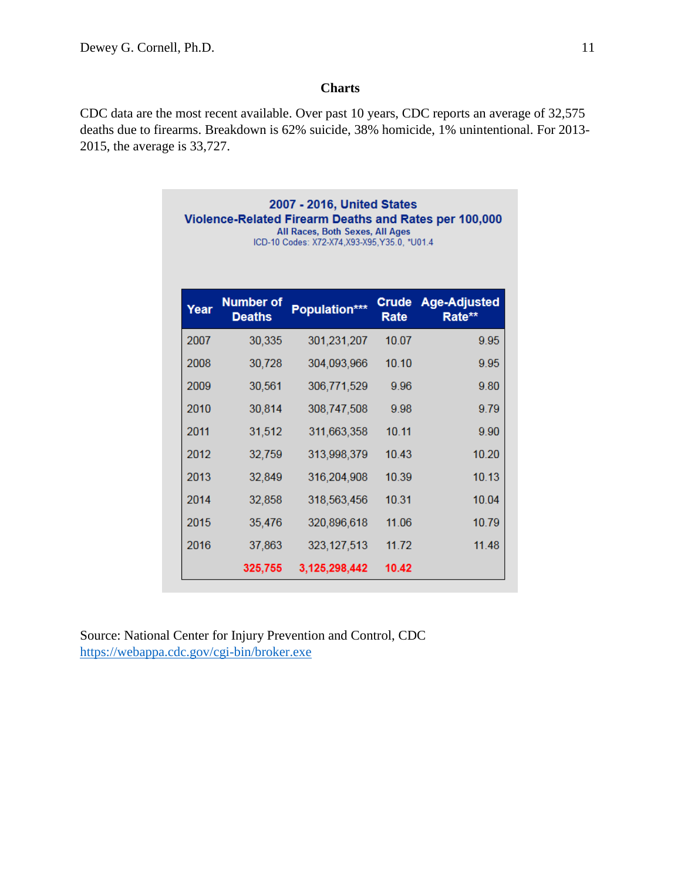## Charts

CDC data are the most recent available. Over past 10 years, CDC reports an average of 32,575 deaths due to firearms. Breakdown is 62% suicide, 38% homicide, 1% unintentional. For 2013-2015, the average is 33,727.

**2007 - 2016, United States**
**Violence-Related Firearm Deaths and Rates per 100,000**
All Races, Both Sexes, All Ages
ICD-10 Codes: X72-X74,X93-X95,Y35.0, *U01.4

| Year | Number of Deaths | Population*** | Crude Rate | Age-Adjusted Rate** |
|---|---|---|---|---|
| 2007 | 30,335 | 301,231,207 | 10.07 | 9.95 |
| 2008 | 30,728 | 304,093,966 | 10.10 | 9.95 |
| 2009 | 30,561 | 306,771,529 | 9.96 | 9.80 |
| 2010 | 30,814 | 308,747,508 | 9.98 | 9.79 |
| 2011 | 31,512 | 311,663,358 | 10.11 | 9.90 |
| 2012 | 32,759 | 313,998,379 | 10.43 | 10.20 |
| 2013 | 32,849 | 316,204,908 | 10.39 | 10.13 |
| 2014 | 32,858 | 318,563,456 | 10.31 | 10.04 |
| 2015 | 35,476 | 320,896,618 | 11.06 | 10.79 |
| 2016 | 37,863 | 323,127,513 | 11.72 | 11.48 |
| | 325,755 | 3,125,298,442 | 10.42 | |

Source: National Center for Injury Prevention and Control, CDC
https://webappa.cdc.gov/cgi-bin/broker.exe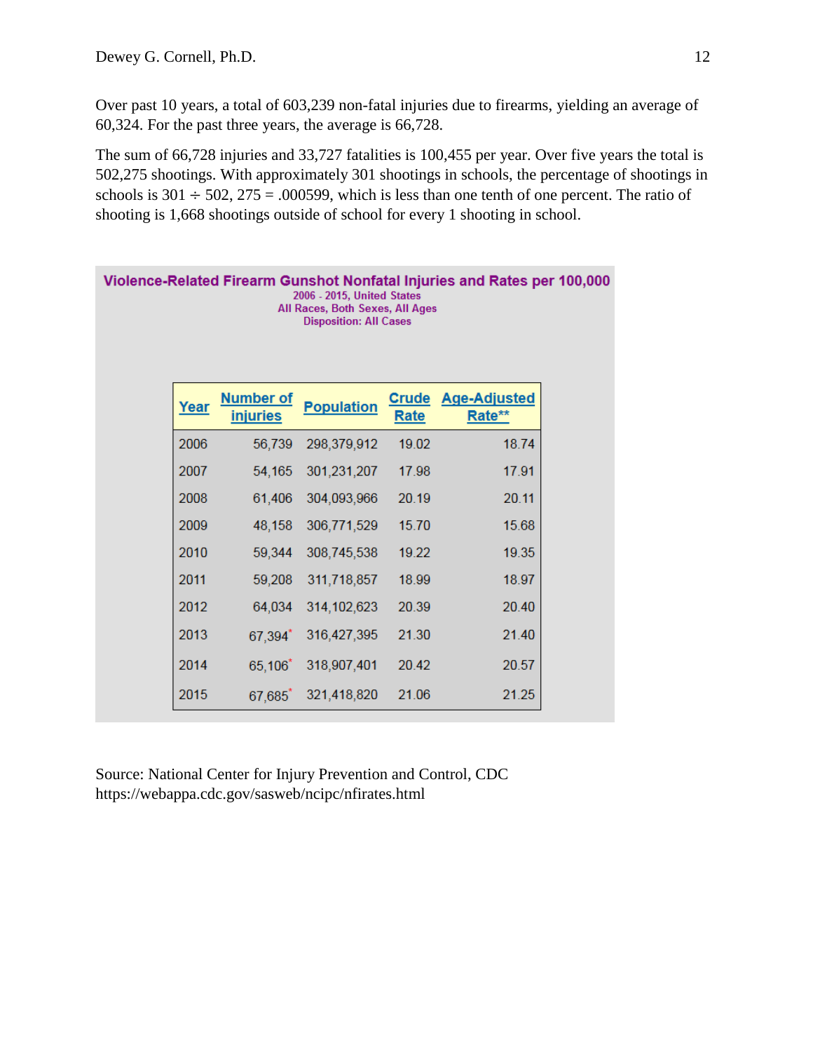Over past 10 years, a total of 603,239 non-fatal injuries due to firearms, yielding an average of 60,324. For the past three years, the average is 66,728.

The sum of 66,728 injuries and 33,727 fatalities is 100,455 per year. Over five years the total is 502,275 shootings. With approximately 301 shootings in schools, the percentage of shootings in schools is 301 ÷ 502, 275 = .000599, which is less than one tenth of one percent. The ratio of shooting is 1,668 shootings outside of school for every 1 shooting in school.

**Violence-Related Firearm Gunshot Nonfatal Injuries and Rates per 100,000**
2006 - 2015, United States
All Races, Both Sexes, All Ages
Disposition: All Cases

| Year | Number of injuries | Population | Crude Rate | Age-Adjusted Rate** |
|---|---|---|---|---|
| 2006 | 56,739 | 298,379,912 | 19.02 | 18.74 |
| 2007 | 54,165 | 301,231,207 | 17.98 | 17.91 |
| 2008 | 61,406 | 304,093,966 | 20.19 | 20.11 |
| 2009 | 48,158 | 306,771,529 | 15.70 | 15.68 |
| 2010 | 59,344 | 308,745,538 | 19.22 | 19.35 |
| 2011 | 59,208 | 311,718,857 | 18.99 | 18.97 |
| 2012 | 64,034 | 314,102,623 | 20.39 | 20.40 |
| 2013 | 67,394* | 316,427,395 | 21.30 | 21.40 |
| 2014 | 65,106* | 318,907,401 | 20.42 | 20.57 |
| 2015 | 67,685* | 321,418,820 | 21.06 | 21.25 |

Source: National Center for Injury Prevention and Control, CDC
https://webappa.cdc.gov/sasweb/ncipc/nfirates.html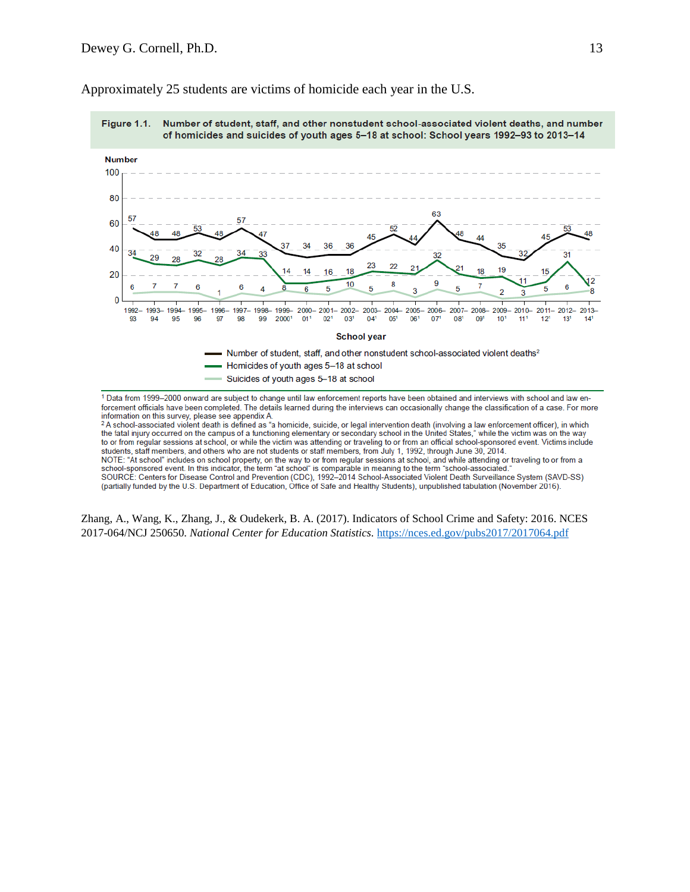Approximately 25 students are victims of homicide each year in the U.S.

**Figure 1.1. Number of student, staff, and other nonstudent school-associated violent deaths, and number of homicides and suicides of youth ages 5–18 at school: School years 1992–93 to 2013–14**

| School year | Number of student, staff, and other nonstudent school-associated violent deaths[2] | Homicides of youth ages 5–18 at school | Suicides of youth ages 5–18 at school |
|---|---|---|---|
| 1992–93 | 57 | 34 | 6 |
| 1993–94 | 48 | 29 | 7 |
| 1994–95 | 48 | 28 | 7 |
| 1995–96 | 53 | 32 | 6 |
| 1996–97 | 48 | 28 | 1 |
| 1997–98 | 57 | 34 | 6 |
| 1998–99 | 47 | 33 | 4 |
| 1999–2000[1] | 37 | 14 | 8 |
| 2000–01[1] | 34 | 14 | 6 |
| 2001–02[1] | 36 | 16 | 5 |
| 2002–03[1] | 36 | 18 | 10 |
| 2003–04[1] | 45 | 23 | 5 |
| 2004–05[1] | 52 | 22 | 8 |
| 2005–06[1] | 44 | 21 | 3 |
| 2006–07[1] | 63 | 32 | 9 |
| 2007–08[1] | 48 | 21 | 5 |
| 2008–09[1] | 44 | 18 | 7 |
| 2009–10[1] | 35 | 19 | 2 |
| 2010–11[1] | 32 | 11 | 3 |
| 2011–12[1] | 45 | 15 | 5 |
| 2012–13[1] | 53 | 31 | 6 |
| 2013–14[1] | 48 | 12 | 8 |

[1] Data from 1999–2000 onward are subject to change until law enforcement reports have been obtained and interviews with school and law enforcement officials have been completed. The details learned during the interviews can occasionally change the classification of a case. For more information on this survey, please see appendix A.
[2] A school-associated violent death is defined as "a homicide, suicide, or legal intervention death (involving a law enforcement officer), in which the fatal injury occurred on the campus of a functioning elementary or secondary school in the United States," while the victim was on the way to or from regular sessions at school, or while the victim was attending or traveling to or from an official school-sponsored event. Victims include students, staff members, and others who are not students or staff members, from July 1, 1992, through June 30, 2014.
NOTE: "At school" includes on school property, on the way to or from regular sessions at school, and while attending or traveling to or from a school-sponsored event. In this indicator, the term "at school" is comparable in meaning to the term "school-associated."
SOURCE: Centers for Disease Control and Prevention (CDC), 1992–2014 School-Associated Violent Death Surveillance System (SAVD-SS) (partially funded by the U.S. Department of Education, Office of Safe and Healthy Students), unpublished tabulation (November 2016).

Zhang, A., Wang, K., Zhang, J., & Oudekerk, B. A. (2017). Indicators of School Crime and Safety: 2016. NCES 2017-064/NCJ 250650. *National Center for Education Statistics*. https://nces.ed.gov/pubs2017/2017064.pdf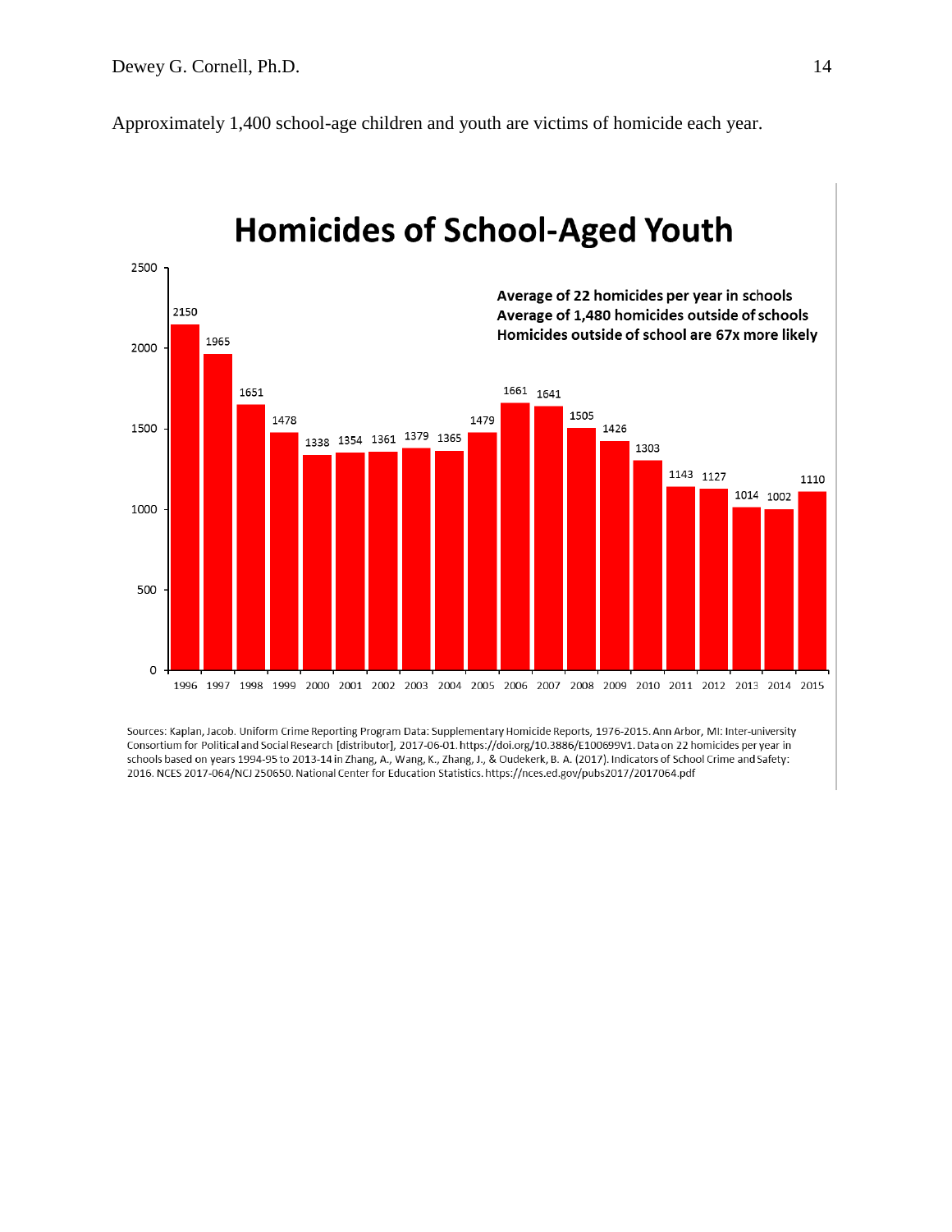Approximately 1,400 school-age children and youth are victims of homicide each year.

## Homicides of School-Aged Youth

**Average of 22 homicides per year in schools**
**Average of 1,480 homicides outside of schools**
**Homicides outside of school are 67x more likely**

| Year | Homicides |
|---|---|
| 1996 | 2150 |
| 1997 | 1965 |
| 1998 | 1651 |
| 1999 | 1478 |
| 2000 | 1338 |
| 2001 | 1354 |
| 2002 | 1361 |
| 2003 | 1379 |
| 2004 | 1365 |
| 2005 | 1479 |
| 2006 | 1661 |
| 2007 | 1641 |
| 2008 | 1505 |
| 2009 | 1426 |
| 2010 | 1303 |
| 2011 | 1143 |
| 2012 | 1127 |
| 2013 | 1014 |
| 2014 | 1002 |
| 2015 | 1110 |

Sources: Kaplan, Jacob. Uniform Crime Reporting Program Data: Supplementary Homicide Reports, 1976-2015. Ann Arbor, MI: Inter-university Consortium for Political and Social Research [distributor], 2017-06-01. https://doi.org/10.3886/E100699V1. Data on 22 homicides per year in schools based on years 1994-95 to 2013-14 in Zhang, A., Wang, K., Zhang, J., & Oudekerk, B. A. (2017). Indicators of School Crime and Safety: 2016. NCES 2017-064/NCJ 250650. National Center for Education Statistics. https://nces.ed.gov/pubs2017/2017064.pdf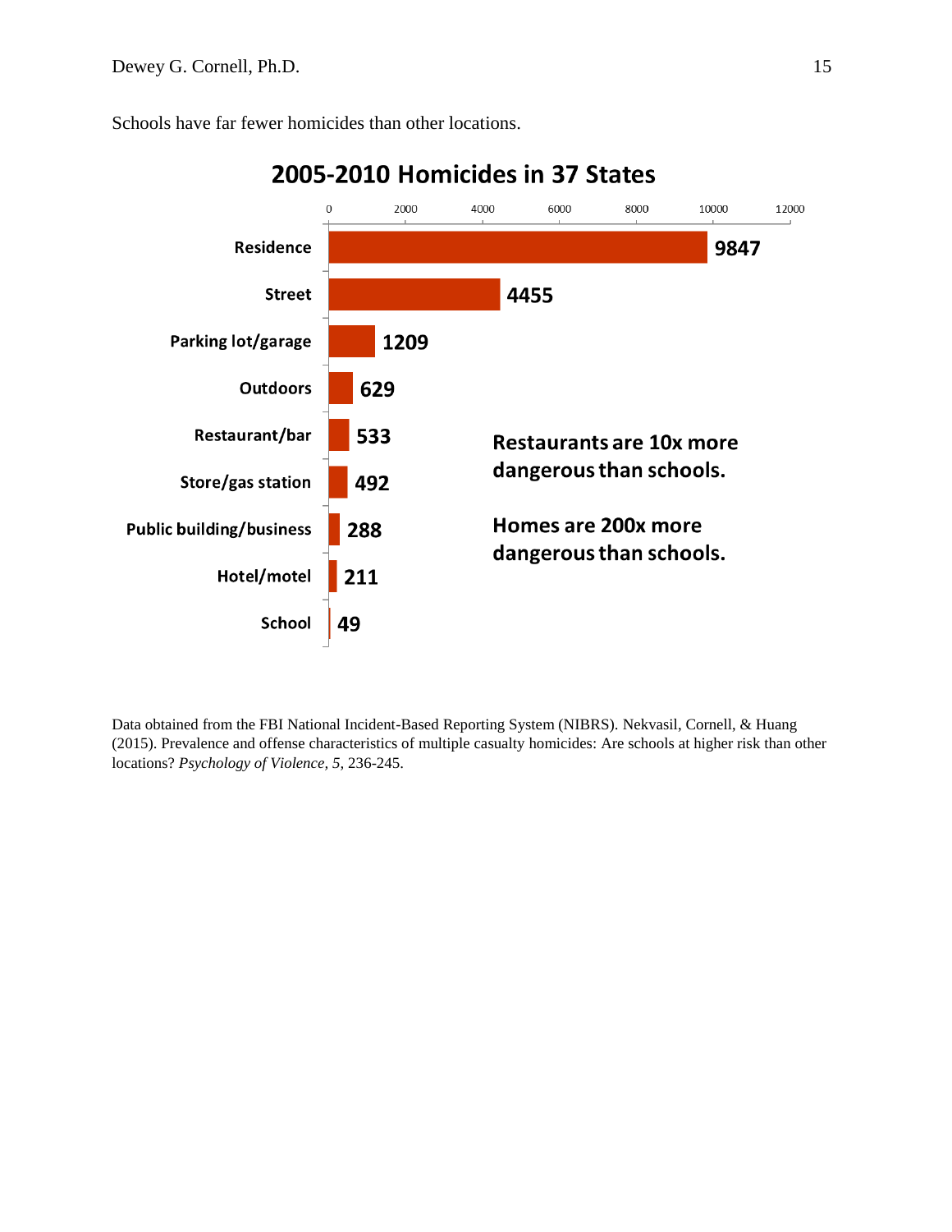Schools have far fewer homicides than other locations.

**2005-2010 Homicides in 37 States**

| Location | Homicides |
|---|---|
| Residence | 9847 |
| Street | 4455 |
| Parking lot/garage | 1209 |
| Outdoors | 629 |
| Restaurant/bar | 533 |
| Store/gas station | 492 |
| Public building/business | 288 |
| Hotel/motel | 211 |
| School | 49 |

**Restaurants are 10x more dangerous than schools.**

**Homes are 200x more dangerous than schools.**

Data obtained from the FBI National Incident-Based Reporting System (NIBRS). Nekvasil, Cornell, & Huang (2015). Prevalence and offense characteristics of multiple casualty homicides: Are schools at higher risk than other locations? *Psychology of Violence, 5,* 236-245.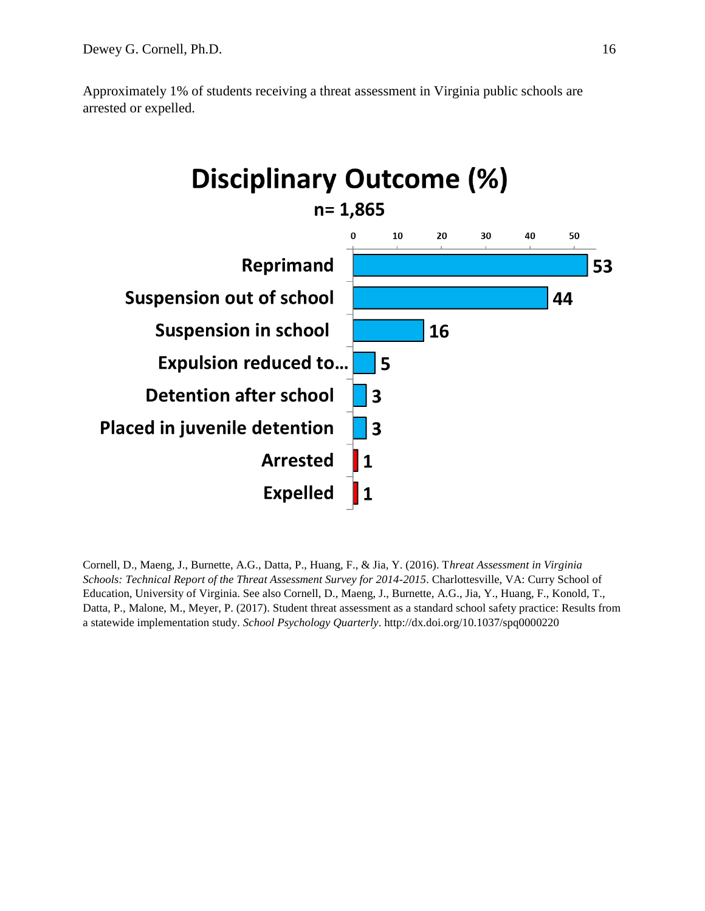Approximately 1% of students receiving a threat assessment in Virginia public schools are arrested or expelled.

**Disciplinary Outcome (%)**

**n= 1,865**

| Outcome | % |
|---|---|
| Reprimand | 53 |
| Suspension out of school | 44 |
| Suspension in school | 16 |
| Expulsion reduced to… | 5 |
| Detention after school | 3 |
| Placed in juvenile detention | 3 |
| Arrested | 1 |
| Expelled | 1 |

Cornell, D., Maeng, J., Burnette, A.G., Datta, P., Huang, F., & Jia, Y. (2016). *Threat Assessment in Virginia Schools: Technical Report of the Threat Assessment Survey for 2014-2015*. Charlottesville, VA: Curry School of Education, University of Virginia. See also Cornell, D., Maeng, J., Burnette, A.G., Jia, Y., Huang, F., Konold, T., Datta, P., Malone, M., Meyer, P. (2017). Student threat assessment as a standard school safety practice: Results from a statewide implementation study. *School Psychology Quarterly*. http://dx.doi.org/10.1037/spq0000220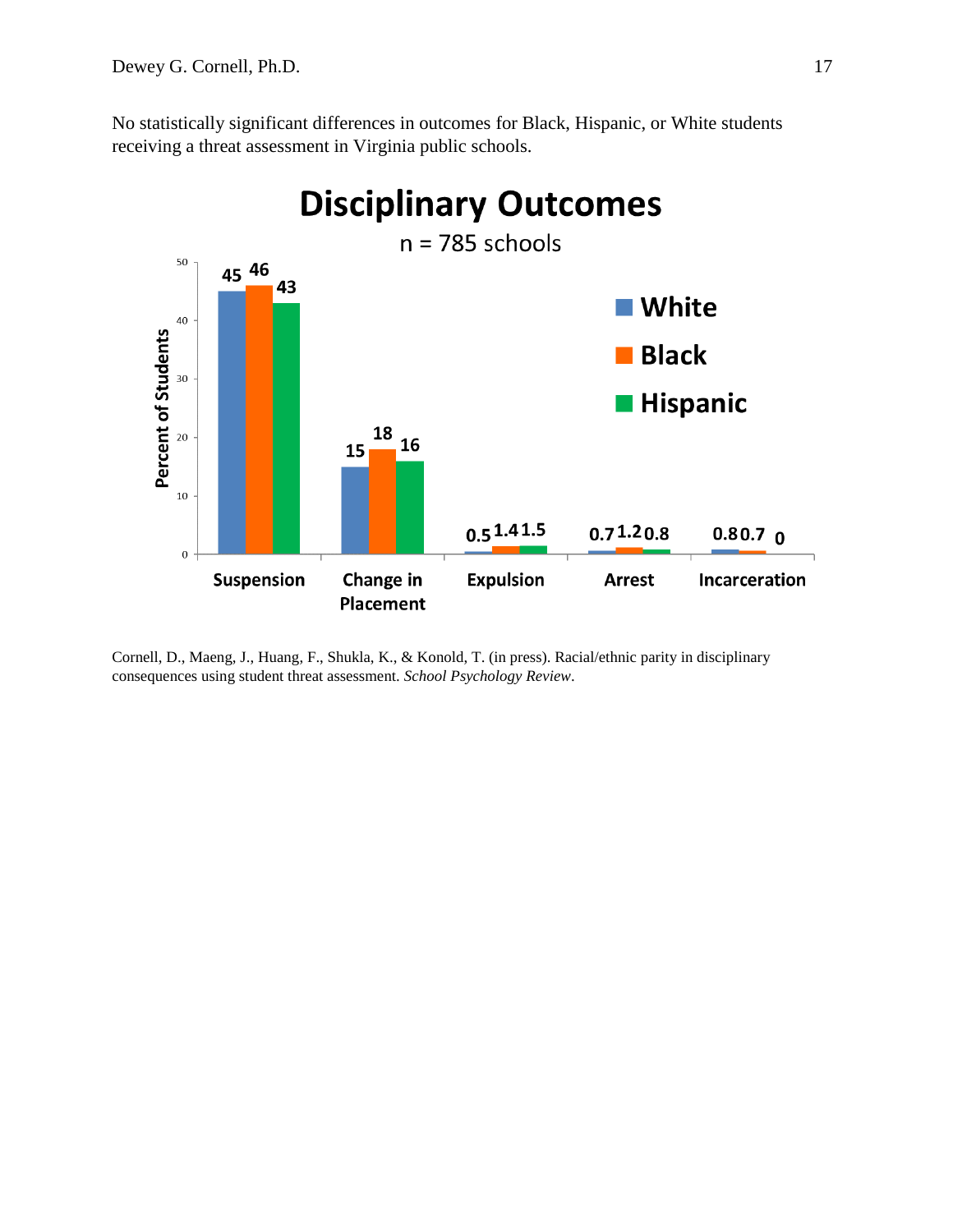No statistically significant differences in outcomes for Black, Hispanic, or White students receiving a threat assessment in Virginia public schools.

**Disciplinary Outcomes**

n = 785 schools

Percent of Students

0
10
20
30
40
50

White
Black
Hispanic

Suspension: 45 46 43

Change in Placement: 15 18 16

Expulsion: 0.5 1.4 1.5

Arrest: 0.7 1.2 0.8

Incarceration: 0.8 0.7 0

Cornell, D., Maeng, J., Huang, F., Shukla, K., & Konold, T. (in press). Racial/ethnic parity in disciplinary consequences using student threat assessment. *School Psychology Review*.